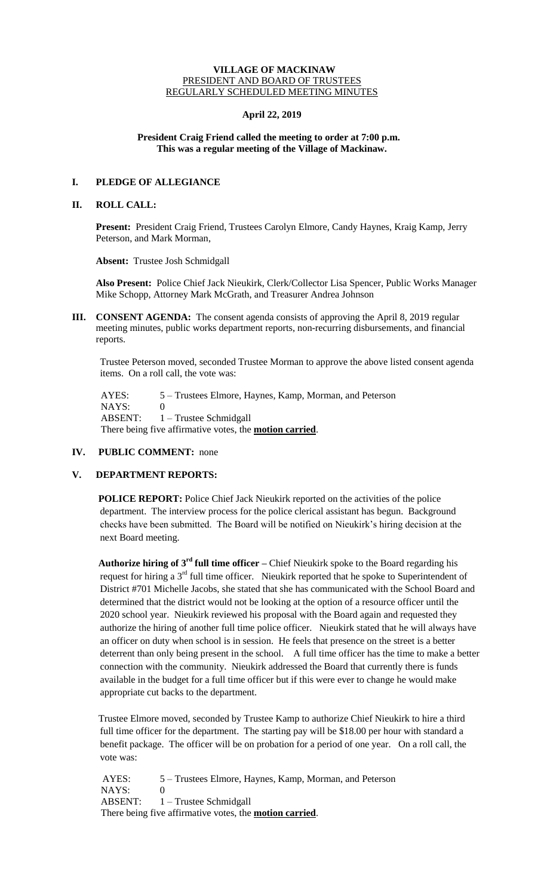**VILLAGE OF MACKINAW**
PRESIDENT AND BOARD OF TRUSTEES
REGULARLY SCHEDULED MEETING MINUTES

**April 22, 2019**

**President Craig Friend called the meeting to order at 7:00 p.m.**
**This was a regular meeting of the Village of Mackinaw.**

## I. PLEDGE OF ALLEGIANCE

## II. ROLL CALL:

**Present:** President Craig Friend, Trustees Carolyn Elmore, Candy Haynes, Kraig Kamp, Jerry Peterson, and Mark Morman,

**Absent:** Trustee Josh Schmidgall

**Also Present:** Police Chief Jack Nieukirk, Clerk/Collector Lisa Spencer, Public Works Manager Mike Schopp, Attorney Mark McGrath, and Treasurer Andrea Johnson

## III. CONSENT AGENDA:

The consent agenda consists of approving the April 8, 2019 regular meeting minutes, public works department reports, non-recurring disbursements, and financial reports.

Trustee Peterson moved, seconded Trustee Morman to approve the above listed consent agenda items. On a roll call, the vote was:

AYES: 5 – Trustees Elmore, Haynes, Kamp, Morman, and Peterson
NAYS: 0
ABSENT: 1 – Trustee Schmidgall
There being five affirmative votes, the **motion carried**.

## IV. PUBLIC COMMENT: none

## V. DEPARTMENT REPORTS:

**POLICE REPORT:** Police Chief Jack Nieukirk reported on the activities of the police department. The interview process for the police clerical assistant has begun. Background checks have been submitted. The Board will be notified on Nieukirk's hiring decision at the next Board meeting.

**Authorize hiring of 3rd full time officer –** Chief Nieukirk spoke to the Board regarding his request for hiring a 3rd full time officer. Nieukirk reported that he spoke to Superintendent of District #701 Michelle Jacobs, she stated that she has communicated with the School Board and determined that the district would not be looking at the option of a resource officer until the 2020 school year. Nieukirk reviewed his proposal with the Board again and requested they authorize the hiring of another full time police officer. Nieukirk stated that he will always have an officer on duty when school is in session. He feels that presence on the street is a better deterrent than only being present in the school. A full time officer has the time to make a better connection with the community. Nieukirk addressed the Board that currently there is funds available in the budget for a full time officer but if this were ever to change he would make appropriate cut backs to the department.

Trustee Elmore moved, seconded by Trustee Kamp to authorize Chief Nieukirk to hire a third full time officer for the department. The starting pay will be $18.00 per hour with standard a benefit package. The officer will be on probation for a period of one year. On a roll call, the vote was:

AYES: 5 – Trustees Elmore, Haynes, Kamp, Morman, and Peterson
NAYS: 0
ABSENT: 1 – Trustee Schmidgall
There being five affirmative votes, the **motion carried**.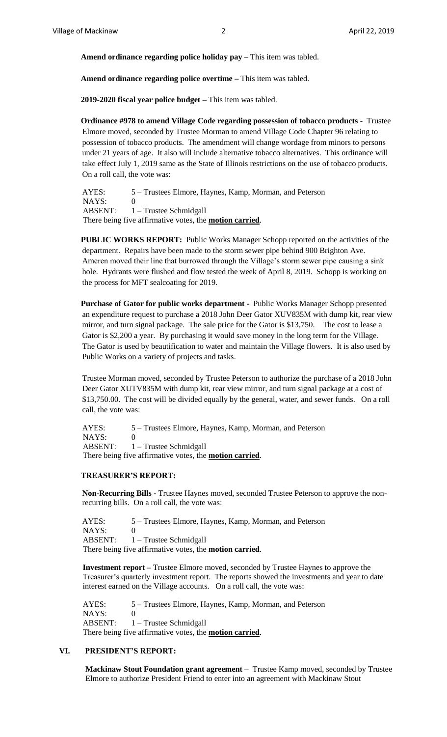**Amend ordinance regarding police holiday pay –** This item was tabled.

**Amend ordinance regarding police overtime –** This item was tabled.

**2019-2020 fiscal year police budget –** This item was tabled.

**Ordinance #978 to amend Village Code regarding possession of tobacco products -** Trustee Elmore moved, seconded by Trustee Morman to amend Village Code Chapter 96 relating to possession of tobacco products. The amendment will change wordage from minors to persons under 21 years of age. It also will include alternative tobacco alternatives. This ordinance will take effect July 1, 2019 same as the State of Illinois restrictions on the use of tobacco products. On a roll call, the vote was:

AYES: 5 – Trustees Elmore, Haynes, Kamp, Morman, and Peterson
NAYS: 0
ABSENT: 1 – Trustee Schmidgall
There being five affirmative votes, the **motion carried**.

**PUBLIC WORKS REPORT:** Public Works Manager Schopp reported on the activities of the department. Repairs have been made to the storm sewer pipe behind 900 Brighton Ave. Ameren moved their line that burrowed through the Village's storm sewer pipe causing a sink hole. Hydrants were flushed and flow tested the week of April 8, 2019. Schopp is working on the process for MFT sealcoating for 2019.

**Purchase of Gator for public works department -** Public Works Manager Schopp presented an expenditure request to purchase a 2018 John Deer Gator XUV835M with dump kit, rear view mirror, and turn signal package. The sale price for the Gator is $13,750. The cost to lease a Gator is $2,200 a year. By purchasing it would save money in the long term for the Village. The Gator is used by beautification to water and maintain the Village flowers. It is also used by Public Works on a variety of projects and tasks.

Trustee Morman moved, seconded by Trustee Peterson to authorize the purchase of a 2018 John Deer Gator XUTV835M with dump kit, rear view mirror, and turn signal package at a cost of $13,750.00. The cost will be divided equally by the general, water, and sewer funds. On a roll call, the vote was:

AYES: 5 – Trustees Elmore, Haynes, Kamp, Morman, and Peterson
NAYS: 0
ABSENT: 1 – Trustee Schmidgall
There being five affirmative votes, the **motion carried**.

**TREASURER'S REPORT:**

**Non-Recurring Bills -** Trustee Haynes moved, seconded Trustee Peterson to approve the non-recurring bills. On a roll call, the vote was:

AYES: 5 – Trustees Elmore, Haynes, Kamp, Morman, and Peterson
NAYS: 0
ABSENT: 1 – Trustee Schmidgall
There being five affirmative votes, the **motion carried**.

**Investment report –** Trustee Elmore moved, seconded by Trustee Haynes to approve the Treasurer's quarterly investment report. The reports showed the investments and year to date interest earned on the Village accounts. On a roll call, the vote was:

AYES: 5 – Trustees Elmore, Haynes, Kamp, Morman, and Peterson
NAYS: 0
ABSENT: 1 – Trustee Schmidgall
There being five affirmative votes, the **motion carried**.

## VI. PRESIDENT'S REPORT:

**Mackinaw Stout Foundation grant agreement –** Trustee Kamp moved, seconded by Trustee Elmore to authorize President Friend to enter into an agreement with Mackinaw Stout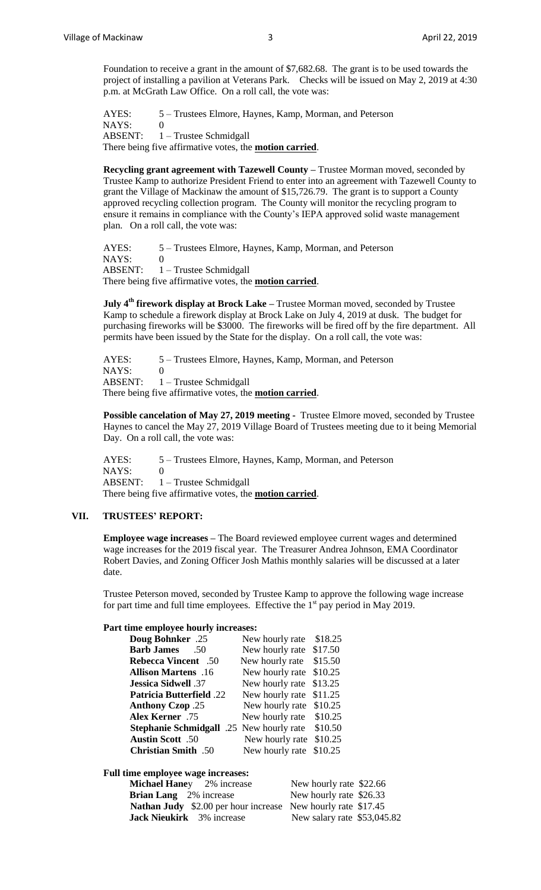Foundation to receive a grant in the amount of $7,682.68. The grant is to be used towards the project of installing a pavilion at Veterans Park. Checks will be issued on May 2, 2019 at 4:30 p.m. at McGrath Law Office. On a roll call, the vote was:

AYES: 5 – Trustees Elmore, Haynes, Kamp, Morman, and Peterson
NAYS: 0
ABSENT: 1 – Trustee Schmidgall
There being five affirmative votes, the **motion carried**.

**Recycling grant agreement with Tazewell County –** Trustee Morman moved, seconded by Trustee Kamp to authorize President Friend to enter into an agreement with Tazewell County to grant the Village of Mackinaw the amount of $15,726.79. The grant is to support a County approved recycling collection program. The County will monitor the recycling program to ensure it remains in compliance with the County's IEPA approved solid waste management plan. On a roll call, the vote was:

AYES: 5 – Trustees Elmore, Haynes, Kamp, Morman, and Peterson
NAYS: 0
ABSENT: 1 – Trustee Schmidgall
There being five affirmative votes, the **motion carried**.

**July 4th firework display at Brock Lake –** Trustee Morman moved, seconded by Trustee Kamp to schedule a firework display at Brock Lake on July 4, 2019 at dusk. The budget for purchasing fireworks will be $3000. The fireworks will be fired off by the fire department. All permits have been issued by the State for the display. On a roll call, the vote was:

AYES: 5 – Trustees Elmore, Haynes, Kamp, Morman, and Peterson
NAYS: 0
ABSENT: 1 – Trustee Schmidgall
There being five affirmative votes, the **motion carried**.

**Possible cancelation of May 27, 2019 meeting -** Trustee Elmore moved, seconded by Trustee Haynes to cancel the May 27, 2019 Village Board of Trustees meeting due to it being Memorial Day. On a roll call, the vote was:

AYES: 5 – Trustees Elmore, Haynes, Kamp, Morman, and Peterson
NAYS: 0
ABSENT: 1 – Trustee Schmidgall
There being five affirmative votes, the **motion carried**.

## VII. TRUSTEES' REPORT:

**Employee wage increases –** The Board reviewed employee current wages and determined wage increases for the 2019 fiscal year. The Treasurer Andrea Johnson, EMA Coordinator Robert Davies, and Zoning Officer Josh Mathis monthly salaries will be discussed at a later date.

Trustee Peterson moved, seconded by Trustee Kamp to approve the following wage increase for part time and full time employees. Effective the 1st pay period in May 2019.

**Part time employee hourly increases:**

| | | |
|---|---|---|
| **Doug Bohnker** .25 | New hourly rate | $18.25 |
| **Barb James** .50 | New hourly rate | $17.50 |
| **Rebecca Vincent** .50 | New hourly rate | $15.50 |
| **Allison Martens** .16 | New hourly rate | $10.25 |
| **Jessica Sidwell** .37 | New hourly rate | $13.25 |
| **Patricia Butterfield** .22 | New hourly rate | $11.25 |
| **Anthony Czop** .25 | New hourly rate | $10.25 |
| **Alex Kerner** .75 | New hourly rate | $10.25 |
| **Stephanie Schmidgall** .25 | New hourly rate | $10.50 |
| **Austin Scott** .50 | New hourly rate | $10.25 |
| **Christian Smith** .50 | New hourly rate | $10.25 |

**Full time employee wage increases:**

| | |
|---|---|
| **Michael Haney** 2% increase | New hourly rate $22.66 |
| **Brian Lang** 2% increase | New hourly rate $26.33 |
| **Nathan Judy** $2.00 per hour increase | New hourly rate $17.45 |
| **Jack Nieukirk** 3% increase | New salary rate $53,045.82 |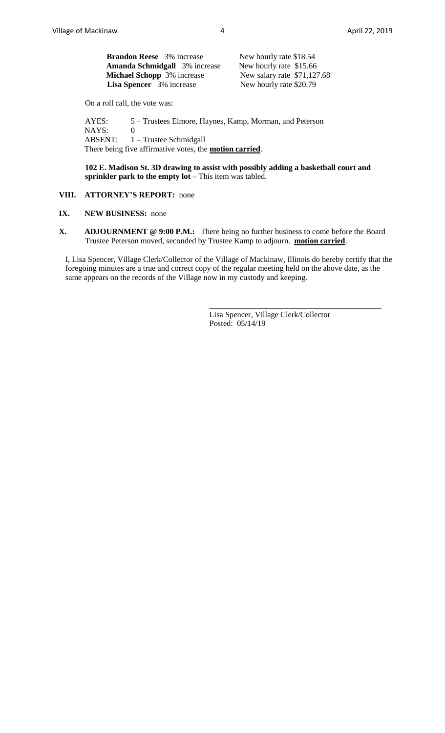**Brandon Reese** 3% increase New hourly rate $18.54
**Amanda Schmidgall** 3% increase New hourly rate $15.66
**Michael Schopp** 3% increase New salary rate $71,127.68
**Lisa Spencer** 3% increase New hourly rate $20.79

On a roll call, the vote was:

AYES: 5 – Trustees Elmore, Haynes, Kamp, Morman, and Peterson
NAYS: 0
ABSENT: 1 – Trustee Schmidgall
There being five affirmative votes, the **motion carried**.

**102 E. Madison St. 3D drawing to assist with possibly adding a basketball court and sprinkler park to the empty lot** – This item was tabled.

## VIII. ATTORNEY'S REPORT: none

## IX. NEW BUSINESS: none

## X. ADJOURNMENT @ 9:00 P.M.:

There being no further business to come before the Board Trustee Peterson moved, seconded by Trustee Kamp to adjourn. **motion carried**.

I, Lisa Spencer, Village Clerk/Collector of the Village of Mackinaw, Illinois do hereby certify that the foregoing minutes are a true and correct copy of the regular meeting held on the above date, as the same appears on the records of the Village now in my custody and keeping.

\_\_\_\_\_\_\_\_\_\_\_\_\_\_\_\_\_\_\_\_\_\_\_\_\_\_\_\_\_\_\_\_\_\_\_\_\_\_\_\_\_\_\_\_

Lisa Spencer, Village Clerk/Collector
Posted: 05/14/19